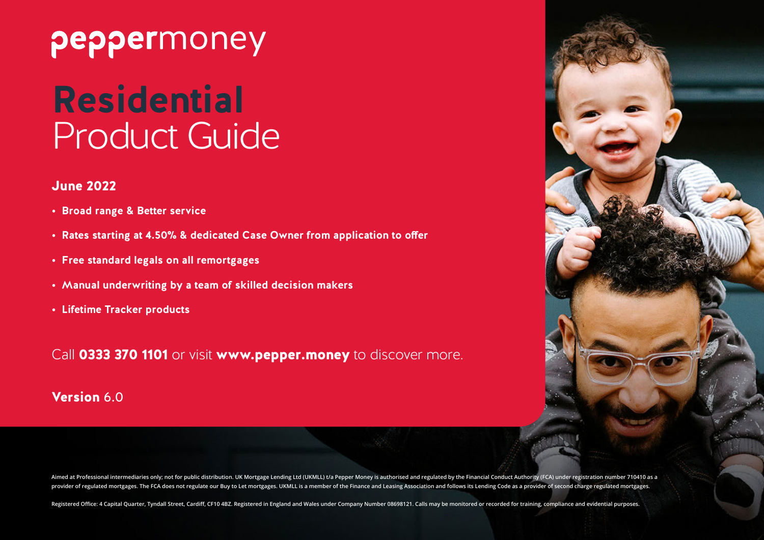peppermoney

# Residential Product Guide

## June 2022

- **Broad range & Better service**
- **Rates starting at 4.50% & dedicated Case Owner from application to offer**
- **Free standard legals on all remortgages**
- **Manual underwriting by a team of skilled decision makers**
- **Lifetime Tracker products**

Call **0333 370 1101** or visit **www.pepper.money** to discover more.

**Version** 6.0

Aimed at Professional intermediaries only; not for public distribution. UK Mortgage Lending Ltd (UKMLL) t/a Pepper Money is authorised and regulated by the Financial Conduct Authority (FCA) under registration number 710410 as a provider of regulated mortgages. The FCA does not regulate our Buy to Let mortgages. UKMLL is a member of the Finance and Leasing Association and follows its Lending Code as a provider of second charge regulated mortgages.

Registered Office: 4 Capital Quarter, Tyndall Street, Cardiff, CF10 4BZ. Registered in England and Wales under Company Number 08698121. Calls may be monitored or recorded for training, compliance and evidential purposes.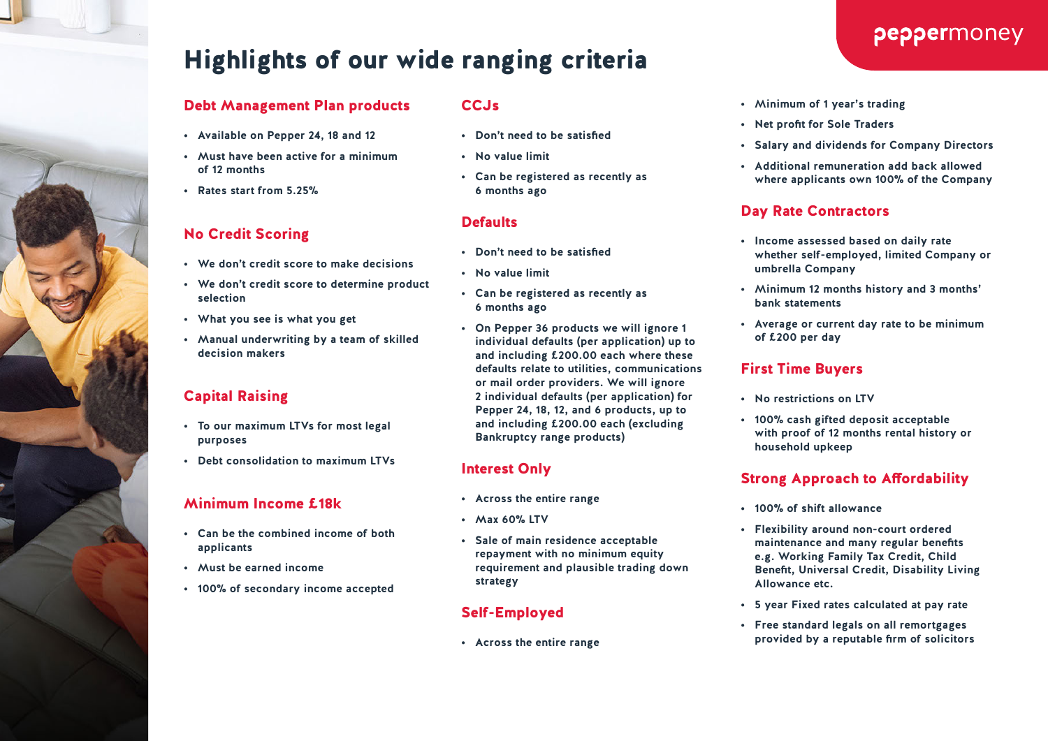# Highlights of our wide ranging criteria

## Debt Management Plan products

- Available on Pepper 24, 18 and 12
- Must have been active for a minimum of 12 months
- Rates start from 5.25%

## No Credit Scoring

- We don't credit score to make decisions
- We don't credit score to determine product selection
- What you see is what you get
- Manual underwriting by a team of skilled decision makers

## Capital Raising

- To our maximum LTVs for most legal purposes
- Debt consolidation to maximum LTVs

## Minimum Income £18k

- Can be the combined income of both applicants
- Must be earned income
- 100% of secondary income accepted

## CCJs

- Don't need to be satisfied
- No value limit
- Can be registered as recently as 6 months ago

## Defaults

- Don't need to be satisfied
- No value limit
- Can be registered as recently as 6 months ago
- On Pepper 36 products we will ignore 1 individual defaults (per application) up to and including £200.00 each where these defaults relate to utilities, communications or mail order providers. We will ignore 2 individual defaults (per application) for Pepper 24, 18, 12, and 6 products, up to and including £200.00 each (excluding Bankruptcy range products)

## Interest Only

- Across the entire range
- Max 60% LTV
- Sale of main residence acceptable repayment with no minimum equity requirement and plausible trading down strategy

## Self-Employed

- Across the entire range
- Minimum of 1 year's trading
- Net profit for Sole Traders
- Salary and dividends for Company Directors
- Additional remuneration add back allowed where applicants own 100% of the Company

## Day Rate Contractors

- Income assessed based on daily rate whether self-employed, limited Company or umbrella Company
- Minimum 12 months history and 3 months' bank statements
- Average or current day rate to be minimum of £200 per day

## First Time Buyers

- No restrictions on LTV
- 100% cash gifted deposit acceptable with proof of 12 months rental history or household upkeep

## Strong Approach to Affordability

- 100% of shift allowance
- Flexibility around non-court ordered maintenance and many regular benefits e.g. Working Family Tax Credit, Child Benefit, Universal Credit, Disability Living Allowance etc.
- 5 year Fixed rates calculated at pay rate
- Free standard legals on all remortgages provided by a reputable firm of solicitors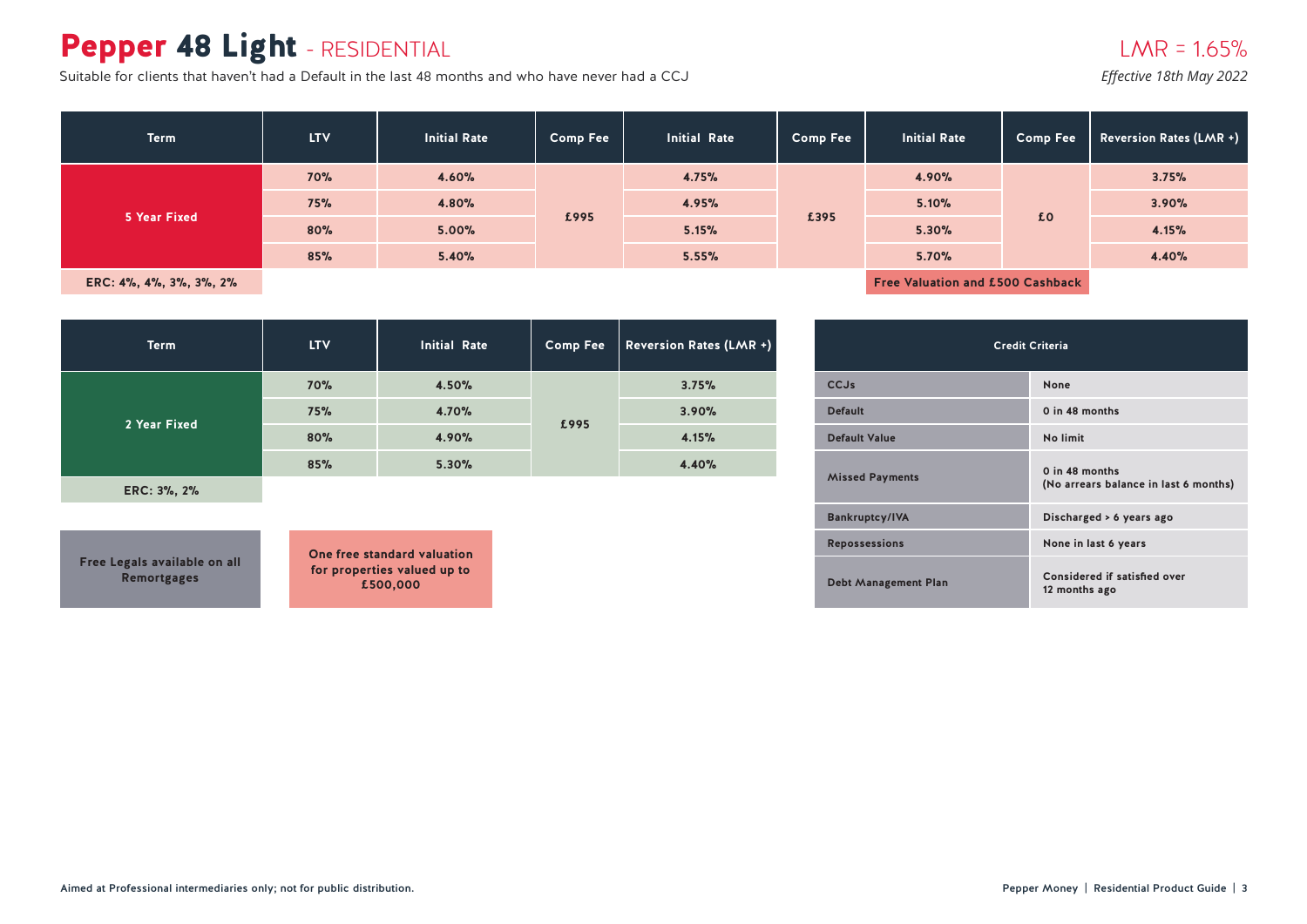# Pepper 48 Light - RESIDENTIAL

Suitable for clients that haven't had a Default in the last 48 months and who have never had a CCJ

LMR = 1.65%

*Effective 18th May 2022*

| Term | LTV | Initial Rate | Comp Fee | Initial Rate | Comp Fee | Initial Rate | Comp Fee | Reversion Rates (LMR +) |
|---|---|---|---|---|---|---|---|---|
| 5 Year Fixed | 70% | 4.60% | £995 | 4.75% | £395 | 4.90% | £0 | 3.75% |
| | 75% | 4.80% | | 4.95% | | 5.10% | | 3.90% |
| | 80% | 5.00% | | 5.15% | | 5.30% | | 4.15% |
| | 85% | 5.40% | | 5.55% | | 5.70% | | 4.40% |
| ERC: 4%, 4%, 3%, 3%, 2% | | | | | | Free Valuation and £500 Cashback | | |

| Term | LTV | Initial Rate | Comp Fee | Reversion Rates (LMR +) |
|---|---|---|---|---|
| 2 Year Fixed | 70% | 4.50% | £995 | 3.75% |
| | 75% | 4.70% | | 3.90% |
| | 80% | 4.90% | | 4.15% |
| | 85% | 5.30% | | 4.40% |
| ERC: 3%, 2% | | | | |

| Credit Criteria | |
|---|---|
| CCJs | None |
| Default | 0 in 48 months |
| Default Value | No limit |
| Missed Payments | 0 in 48 months (No arrears balance in last 6 months) |
| Bankruptcy/IVA | Discharged > 6 years ago |
| Repossessions | None in last 6 years |
| Debt Management Plan | Considered if satisfied over 12 months ago |

**Free Legals available on all Remortgages**

**One free standard valuation for properties valued up to £500,000**

Aimed at Professional intermediaries only; not for public distribution.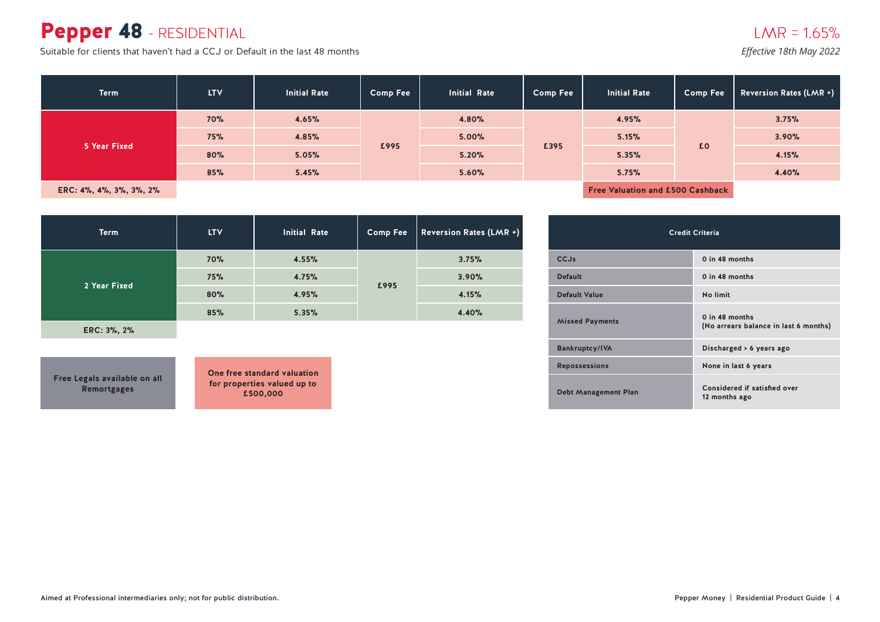# Pepper 48 - RESIDENTIAL

LMR = 1.65%

Suitable for clients that haven't had a CCJ or Default in the last 48 months

*Effective 18th May 2022*

| Term | LTV | Initial Rate | Comp Fee | Initial Rate | Comp Fee | Initial Rate | Comp Fee | Reversion Rates (LMR +) |
|---|---|---|---|---|---|---|---|---|
| 5 Year Fixed | 70% | 4.65% | £995 | 4.80% | £395 | 4.95% | £0 | 3.75% |
| | 75% | 4.85% | | 5.00% | | 5.15% | | 3.90% |
| | 80% | 5.05% | | 5.20% | | 5.35% | | 4.15% |
| | 85% | 5.45% | | 5.60% | | 5.75% | | 4.40% |
| ERC: 4%, 4%, 3%, 3%, 2% | | | | | | Free Valuation and £500 Cashback | | |

| Term | LTV | Initial Rate | Comp Fee | Reversion Rates (LMR +) |
|---|---|---|---|---|
| 2 Year Fixed | 70% | 4.55% | £995 | 3.75% |
| | 75% | 4.75% | | 3.90% |
| | 80% | 4.95% | | 4.15% |
| | 85% | 5.35% | | 4.40% |
| ERC: 3%, 2% | | | | |

**Free Legals available on all Remortgages**

**One free standard valuation for properties valued up to £500,000**

| Credit Criteria | |
|---|---|
| CCJs | 0 in 48 months |
| Default | 0 in 48 months |
| Default Value | No limit |
| Missed Payments | 0 in 48 months (No arrears balance in last 6 months) |
| Bankruptcy/IVA | Discharged > 6 years ago |
| Repossessions | None in last 6 years |
| Debt Management Plan | Considered if satisfied over 12 months ago |

Aimed at Professional intermediaries only; not for public distribution.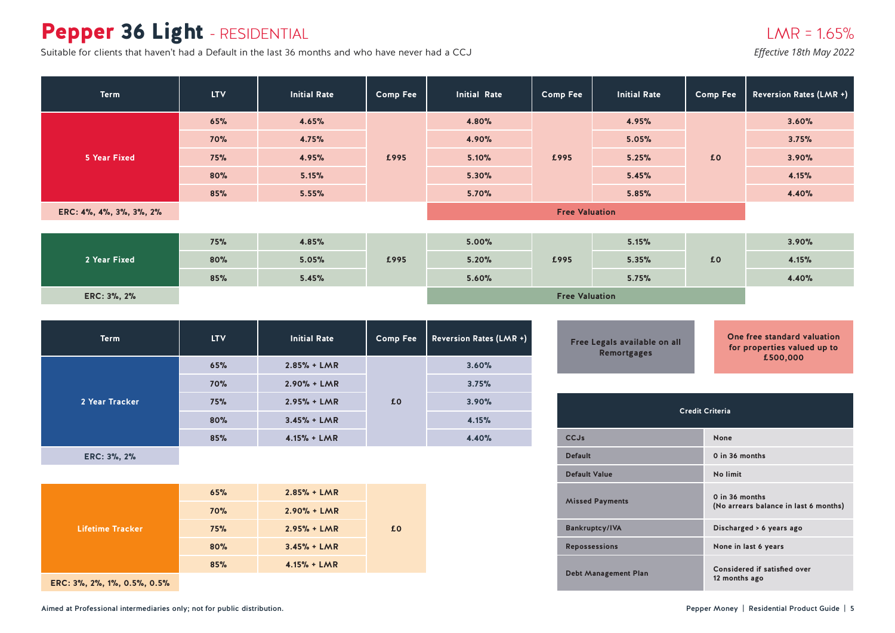# Pepper 36 Light - RESIDENTIAL

LMR = 1.65%

Suitable for clients that haven't had a Default in the last 36 months and who have never had a CCJ

*Effective 18th May 2022*

| Term | LTV | Initial Rate | Comp Fee | Initial Rate | Comp Fee | Initial Rate | Comp Fee | Reversion Rates (LMR +) |
|---|---|---|---|---|---|---|---|---|
| 5 Year Fixed | 65% | 4.65% | £995 | 4.80% | £995 | 4.95% | £0 | 3.60% |
| | 70% | 4.75% | | 4.90% | | 5.05% | | 3.75% |
| | 75% | 4.95% | | 5.10% | | 5.25% | | 3.90% |
| | 80% | 5.15% | | 5.30% | | 5.45% | | 4.15% |
| | 85% | 5.55% | | 5.70% | | 5.85% | | 4.40% |
| ERC: 4%, 4%, 3%, 3%, 2% | | | | Free Valuation | | | | |
| 2 Year Fixed | 75% | 4.85% | £995 | 5.00% | £995 | 5.15% | £0 | 3.90% |
| | 80% | 5.05% | | 5.20% | | 5.35% | | 4.15% |
| | 85% | 5.45% | | 5.60% | | 5.75% | | 4.40% |
| ERC: 3%, 2% | | | | Free Valuation | | | | |

| Term | LTV | Initial Rate | Comp Fee | Reversion Rates (LMR +) |
|---|---|---|---|---|
| 2 Year Tracker | 65% | 2.85% + LMR | £0 | 3.60% |
| | 70% | 2.90% + LMR | | 3.75% |
| | 75% | 2.95% + LMR | | 3.90% |
| | 80% | 3.45% + LMR | | 4.15% |
| | 85% | 4.15% + LMR | | 4.40% |
| ERC: 3%, 2% | | | | |
| Lifetime Tracker | 65% | 2.85% + LMR | £0 | |
| | 70% | 2.90% + LMR | | |
| | 75% | 2.95% + LMR | | |
| | 80% | 3.45% + LMR | | |
| | 85% | 4.15% + LMR | | |
| ERC: 3%, 2%, 1%, 0.5%, 0.5% | | | | |

**Free Legals available on all Remortgages**

**One free standard valuation for properties valued up to £500,000**

| Credit Criteria | |
|---|---|
| CCJs | None |
| Default | 0 in 36 months |
| Default Value | No limit |
| Missed Payments | 0 in 36 months (No arrears balance in last 6 months) |
| Bankruptcy/IVA | Discharged > 6 years ago |
| Repossessions | None in last 6 years |
| Debt Management Plan | Considered if satisfied over 12 months ago |

Aimed at Professional intermediaries only; not for public distribution.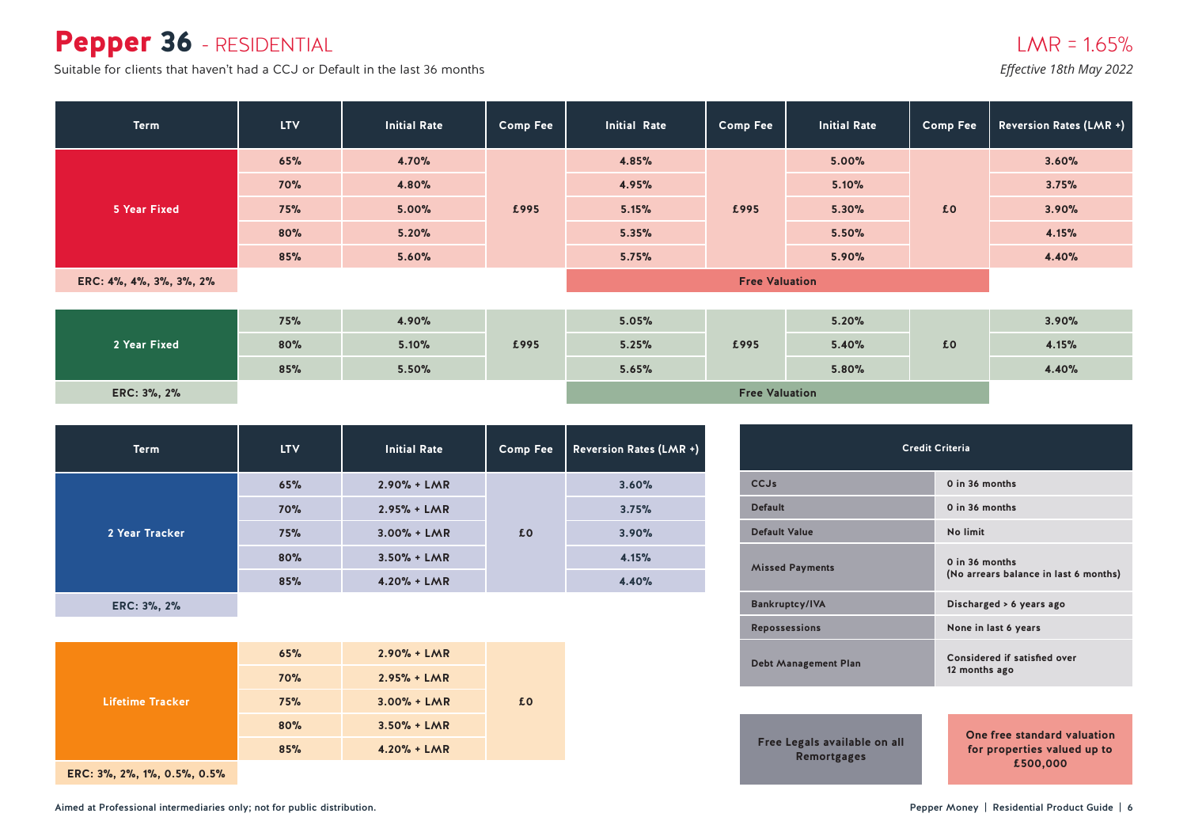# Pepper 36 - RESIDENTIAL

Suitable for clients that haven't had a CCJ or Default in the last 36 months

LMR = 1.65%

*Effective 18th May 2022*

| Term | LTV | Initial Rate | Comp Fee | Initial Rate | Comp Fee | Initial Rate | Comp Fee | Reversion Rates (LMR +) |
|---|---|---|---|---|---|---|---|---|
| 5 Year Fixed | 65% | 4.70% | £995 | 4.85% | £995 | 5.00% | £0 | 3.60% |
| | 70% | 4.80% | | 4.95% | | 5.10% | | 3.75% |
| | 75% | 5.00% | | 5.15% | | 5.30% | | 3.90% |
| | 80% | 5.20% | | 5.35% | | 5.50% | | 4.15% |
| | 85% | 5.60% | | 5.75% | | 5.90% | | 4.40% |
| ERC: 4%, 4%, 3%, 3%, 2% | | | | Free Valuation | | | | |
| 2 Year Fixed | 75% | 4.90% | £995 | 5.05% | £995 | 5.20% | £0 | 3.90% |
| | 80% | 5.10% | | 5.25% | | 5.40% | | 4.15% |
| | 85% | 5.50% | | 5.65% | | 5.80% | | 4.40% |
| ERC: 3%, 2% | | | | Free Valuation | | | | |

| Term | LTV | Initial Rate | Comp Fee | Reversion Rates (LMR +) |
|---|---|---|---|---|
| 2 Year Tracker | 65% | 2.90% + LMR | £0 | 3.60% |
| | 70% | 2.95% + LMR | | 3.75% |
| | 75% | 3.00% + LMR | | 3.90% |
| | 80% | 3.50% + LMR | | 4.15% |
| | 85% | 4.20% + LMR | | 4.40% |
| ERC: 3%, 2% | | | | |
| Lifetime Tracker | 65% | 2.90% + LMR | £0 | |
| | 70% | 2.95% + LMR | | |
| | 75% | 3.00% + LMR | | |
| | 80% | 3.50% + LMR | | |
| | 85% | 4.20% + LMR | | |
| ERC: 3%, 2%, 1%, 0.5%, 0.5% | | | | |

| Credit Criteria | |
|---|---|
| CCJs | 0 in 36 months |
| Default | 0 in 36 months |
| Default Value | No limit |
| Missed Payments | 0 in 36 months (No arrears balance in last 6 months) |
| Bankruptcy/IVA | Discharged > 6 years ago |
| Repossessions | None in last 6 years |
| Debt Management Plan | Considered if satisfied over 12 months ago |

Free Legals available on all Remortgages

One free standard valuation for properties valued up to £500,000

Aimed at Professional intermediaries only; not for public distribution.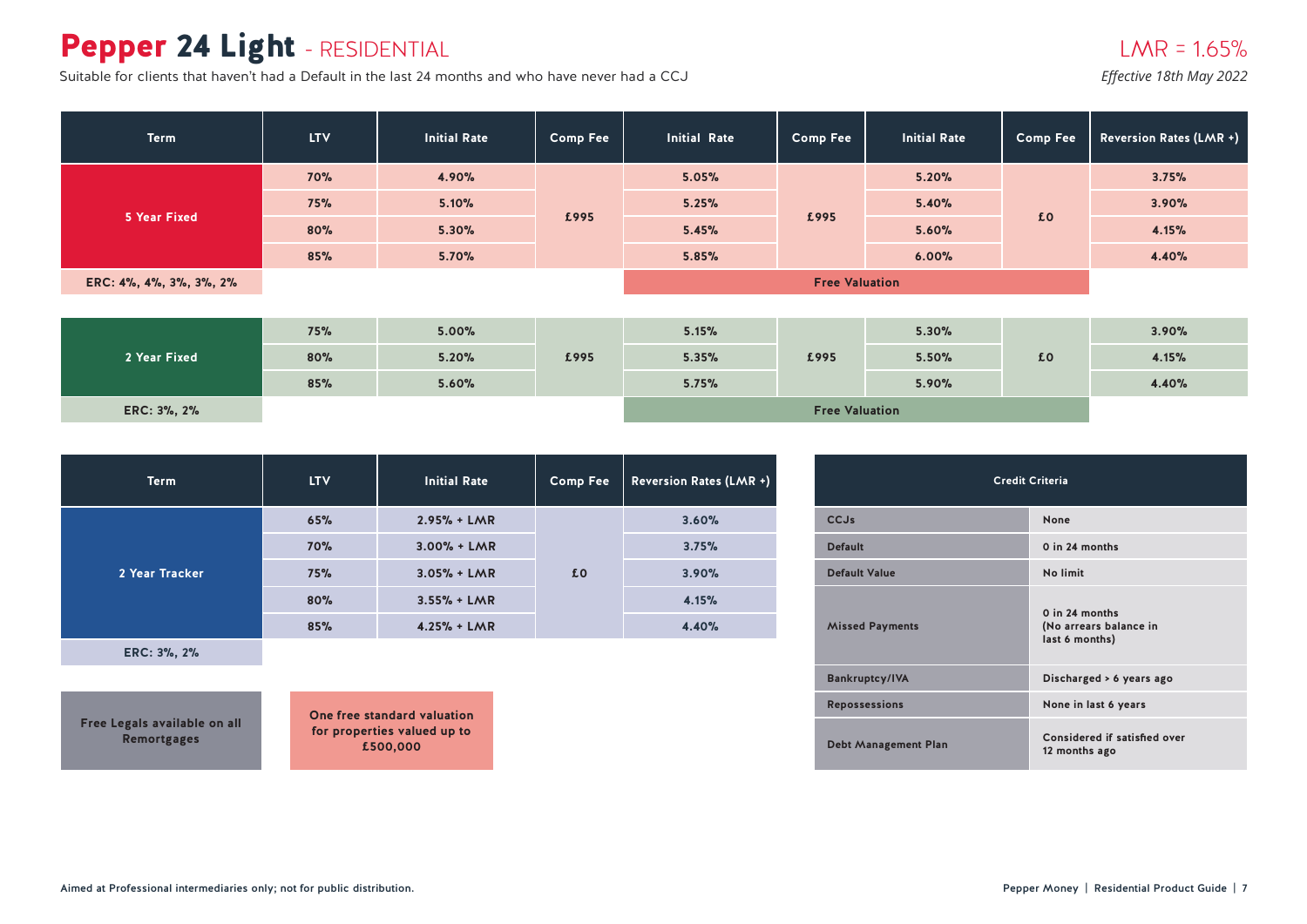# Pepper 24 Light - RESIDENTIAL

Suitable for clients that haven't had a Default in the last 24 months and who have never had a CCJ

LMR = 1.65%

*Effective 18th May 2022*

| Term | LTV | Initial Rate | Comp Fee | Initial Rate | Comp Fee | Initial Rate | Comp Fee | Reversion Rates (LMR +) |
|---|---|---|---|---|---|---|---|---|
| 5 Year Fixed | 70% | 4.90% | £995 | 5.05% | £995 | 5.20% | £0 | 3.75% |
| | 75% | 5.10% | | 5.25% | | 5.40% | | 3.90% |
| | 80% | 5.30% | | 5.45% | | 5.60% | | 4.15% |
| | 85% | 5.70% | | 5.85% | | 6.00% | | 4.40% |
| ERC: 4%, 4%, 3%, 3%, 2% | | | | Free Valuation | | | | |
| 2 Year Fixed | 75% | 5.00% | £995 | 5.15% | £995 | 5.30% | £0 | 3.90% |
| | 80% | 5.20% | | 5.35% | | 5.50% | | 4.15% |
| | 85% | 5.60% | | 5.75% | | 5.90% | | 4.40% |
| ERC: 3%, 2% | | | | Free Valuation | | | | |

| Term | LTV | Initial Rate | Comp Fee | Reversion Rates (LMR +) |
|---|---|---|---|---|
| 2 Year Tracker | 65% | 2.95% + LMR | £0 | 3.60% |
| | 70% | 3.00% + LMR | | 3.75% |
| | 75% | 3.05% + LMR | | 3.90% |
| | 80% | 3.55% + LMR | | 4.15% |
| | 85% | 4.25% + LMR | | 4.40% |
| ERC: 3%, 2% | | | | |

| Credit Criteria | |
|---|---|
| CCJs | None |
| Default | 0 in 24 months |
| Default Value | No limit |
| Missed Payments | 0 in 24 months (No arrears balance in last 6 months) |
| Bankruptcy/IVA | Discharged > 6 years ago |
| Repossessions | None in last 6 years |
| Debt Management Plan | Considered if satisfied over 12 months ago |

Free Legals available on all Remortgages

One free standard valuation for properties valued up to £500,000

Aimed at Professional intermediaries only; not for public distribution.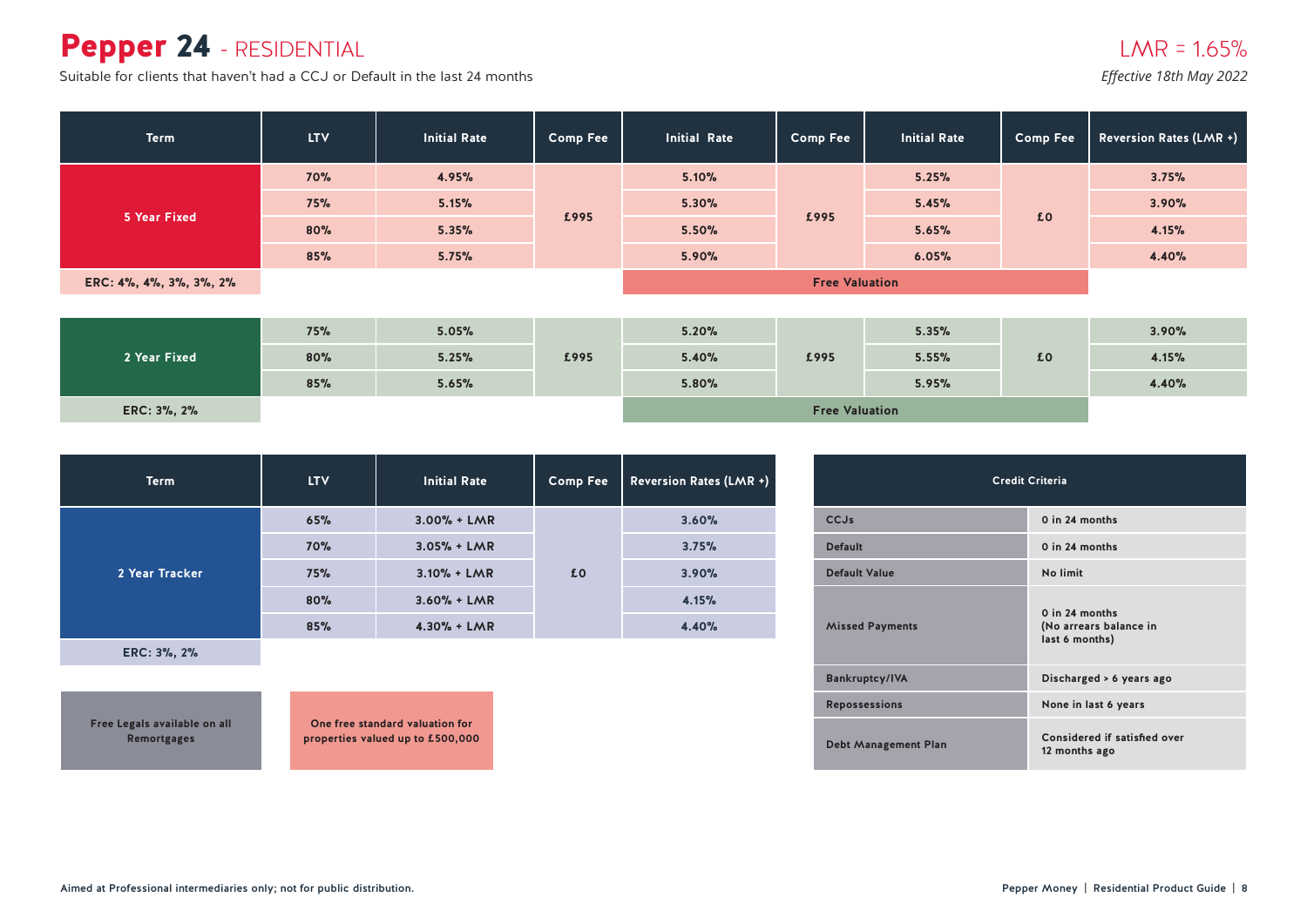# Pepper 24 - RESIDENTIAL

Suitable for clients that haven't had a CCJ or Default in the last 24 months

LMR = 1.65%

*Effective 18th May 2022*

| Term | LTV | Initial Rate | Comp Fee | Initial Rate | Comp Fee | Initial Rate | Comp Fee | Reversion Rates (LMR +) |
|---|---|---|---|---|---|---|---|---|
| 5 Year Fixed | 70% | 4.95% | £995 | 5.10% | £995 | 5.25% | £0 | 3.75% |
| | 75% | 5.15% | | 5.30% | | 5.45% | | 3.90% |
| | 80% | 5.35% | | 5.50% | | 5.65% | | 4.15% |
| | 85% | 5.75% | | 5.90% | | 6.05% | | 4.40% |
| ERC: 4%, 4%, 3%, 3%, 2% | | | | Free Valuation | | | | |
| 2 Year Fixed | 75% | 5.05% | £995 | 5.20% | £995 | 5.35% | £0 | 3.90% |
| | 80% | 5.25% | | 5.40% | | 5.55% | | 4.15% |
| | 85% | 5.65% | | 5.80% | | 5.95% | | 4.40% |
| ERC: 3%, 2% | | | | Free Valuation | | | | |

| Term | LTV | Initial Rate | Comp Fee | Reversion Rates (LMR +) |
|---|---|---|---|---|
| 2 Year Tracker | 65% | 3.00% + LMR | £0 | 3.60% |
| | 70% | 3.05% + LMR | | 3.75% |
| | 75% | 3.10% + LMR | | 3.90% |
| | 80% | 3.60% + LMR | | 4.15% |
| | 85% | 4.30% + LMR | | 4.40% |
| ERC: 3%, 2% | | | | |

| Credit Criteria | |
|---|---|
| CCJs | 0 in 24 months |
| Default | 0 in 24 months |
| Default Value | No limit |
| Missed Payments | 0 in 24 months (No arrears balance in last 6 months) |
| Bankruptcy/IVA | Discharged > 6 years ago |
| Repossessions | None in last 6 years |
| Debt Management Plan | Considered if satisfied over 12 months ago |

Free Legals available on all Remortgages

One free standard valuation for properties valued up to £500,000

Aimed at Professional intermediaries only; not for public distribution.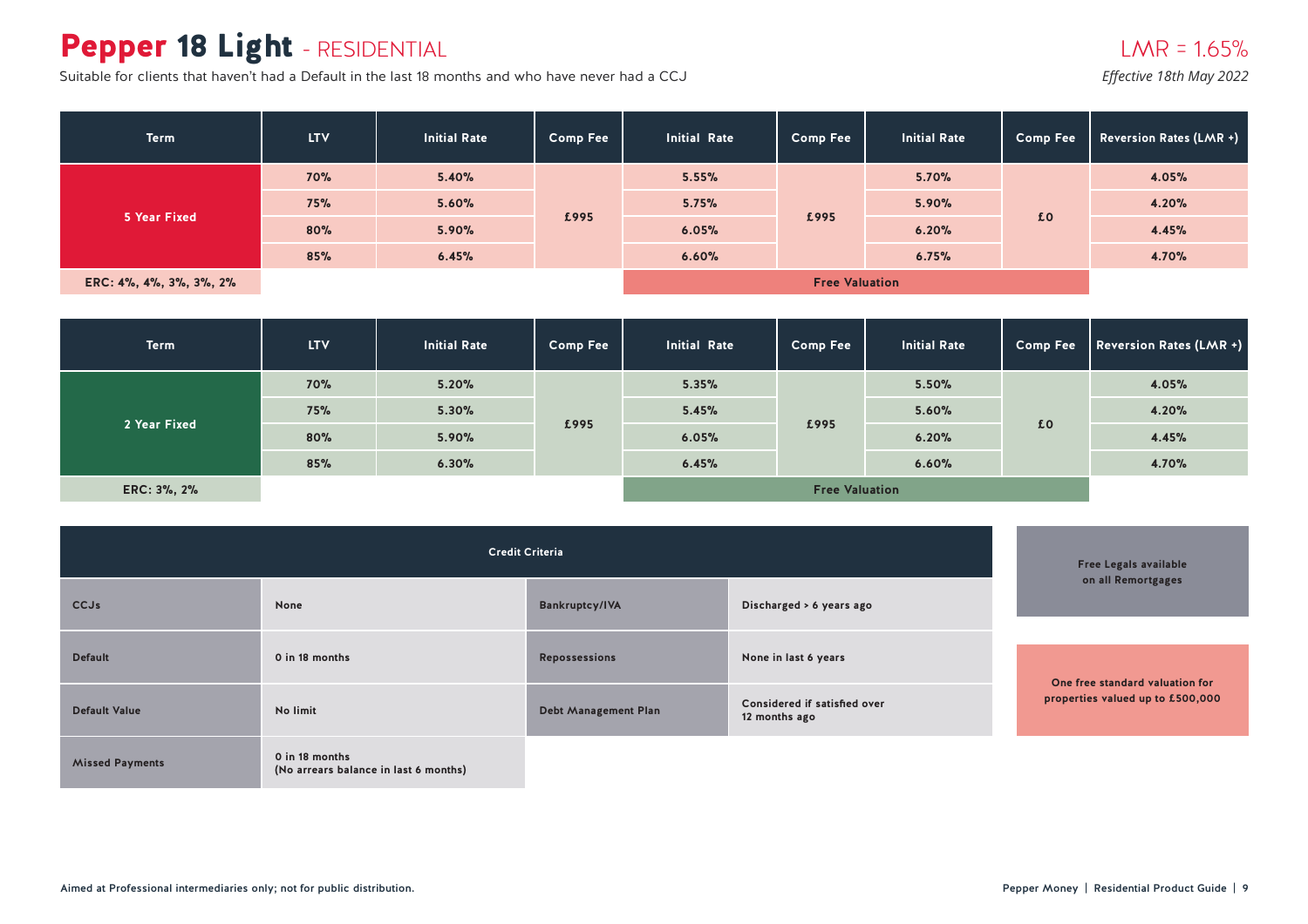# Pepper 18 Light - RESIDENTIAL

Suitable for clients that haven't had a Default in the last 18 months and who have never had a CCJ

LMR = 1.65%

*Effective 18th May 2022*

| Term | LTV | Initial Rate | Comp Fee | Initial Rate | Comp Fee | Initial Rate | Comp Fee | Reversion Rates (LMR +) |
|---|---|---|---|---|---|---|---|---|
| 5 Year Fixed | 70% | 5.40% | £995 | 5.55% | £995 | 5.70% | £0 | 4.05% |
| | 75% | 5.60% | | 5.75% | | 5.90% | | 4.20% |
| | 80% | 5.90% | | 6.05% | | 6.20% | | 4.45% |
| | 85% | 6.45% | | 6.60% | | 6.75% | | 4.70% |
| ERC: 4%, 4%, 3%, 3%, 2% | | | | Free Valuation | | | | |

| Term | LTV | Initial Rate | Comp Fee | Initial Rate | Comp Fee | Initial Rate | Comp Fee | Reversion Rates (LMR +) |
|---|---|---|---|---|---|---|---|---|
| 2 Year Fixed | 70% | 5.20% | £995 | 5.35% | £995 | 5.50% | £0 | 4.05% |
| | 75% | 5.30% | | 5.45% | | 5.60% | | 4.20% |
| | 80% | 5.90% | | 6.05% | | 6.20% | | 4.45% |
| | 85% | 6.30% | | 6.45% | | 6.60% | | 4.70% |
| ERC: 3%, 2% | | | | Free Valuation | | | | |

| Credit Criteria | | | |
|---|---|---|---|
| CCJs | None | Bankruptcy/IVA | Discharged > 6 years ago |
| Default | 0 in 18 months | Repossessions | None in last 6 years |
| Default Value | No limit | Debt Management Plan | Considered if satisfied over 12 months ago |
| Missed Payments | 0 in 18 months (No arrears balance in last 6 months) | | |

**Free Legals available on all Remortgages**

**One free standard valuation for properties valued up to £500,000**

Aimed at Professional intermediaries only; not for public distribution.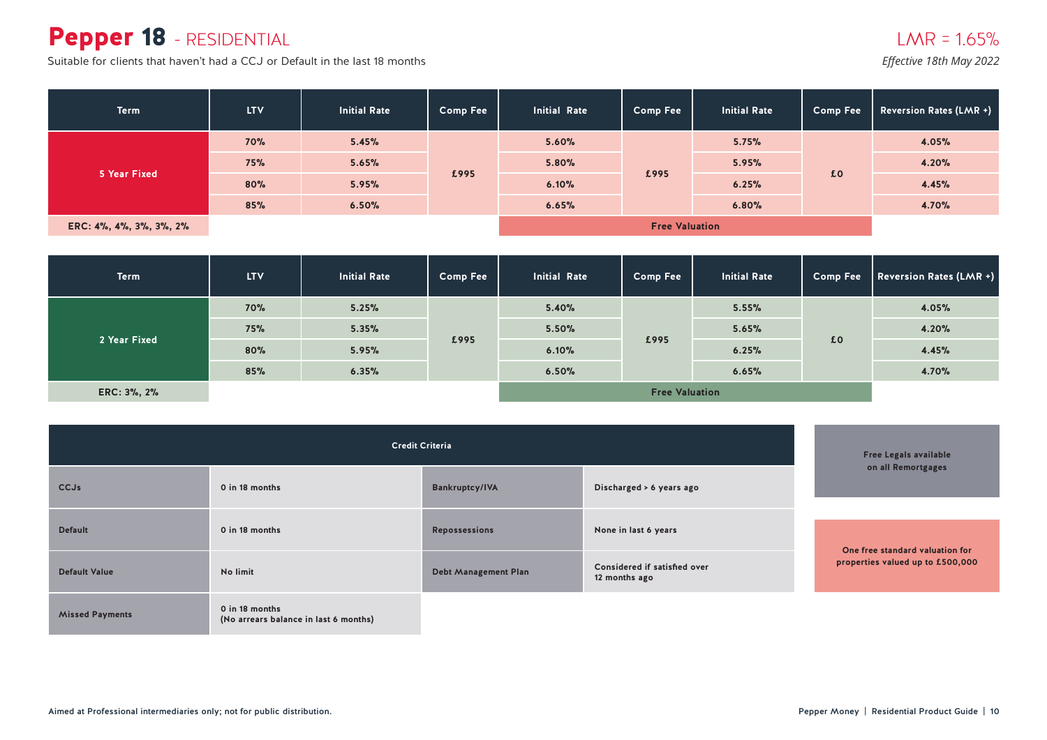# Pepper 18 - RESIDENTIAL

Suitable for clients that haven't had a CCJ or Default in the last 18 months

LMR = 1.65%

*Effective 18th May 2022*

| Term | LTV | Initial Rate | Comp Fee | Initial Rate | Comp Fee | Initial Rate | Comp Fee | Reversion Rates (LMR +) |
|---|---|---|---|---|---|---|---|---|
| 5 Year Fixed | 70% | 5.45% | £995 | 5.60% | £995 | 5.75% | £0 | 4.05% |
| | 75% | 5.65% | | 5.80% | | 5.95% | | 4.20% |
| | 80% | 5.95% | | 6.10% | | 6.25% | | 4.45% |
| | 85% | 6.50% | | 6.65% | | 6.80% | | 4.70% |
| ERC: 4%, 4%, 3%, 3%, 2% | | | | Free Valuation | | | | |

| Term | LTV | Initial Rate | Comp Fee | Initial Rate | Comp Fee | Initial Rate | Comp Fee | Reversion Rates (LMR +) |
|---|---|---|---|---|---|---|---|---|
| 2 Year Fixed | 70% | 5.25% | £995 | 5.40% | £995 | 5.55% | £0 | 4.05% |
| | 75% | 5.35% | | 5.50% | | 5.65% | | 4.20% |
| | 80% | 5.95% | | 6.10% | | 6.25% | | 4.45% |
| | 85% | 6.35% | | 6.50% | | 6.65% | | 4.70% |
| ERC: 3%, 2% | | | | Free Valuation | | | | |

| Credit Criteria | | | |
|---|---|---|---|
| CCJs | 0 in 18 months | Bankruptcy/IVA | Discharged > 6 years ago |
| Default | 0 in 18 months | Repossessions | None in last 6 years |
| Default Value | No limit | Debt Management Plan | Considered if satisfied over 12 months ago |
| Missed Payments | 0 in 18 months (No arrears balance in last 6 months) | | |

Free Legals available on all Remortgages

One free standard valuation for properties valued up to £500,000

Aimed at Professional intermediaries only; not for public distribution.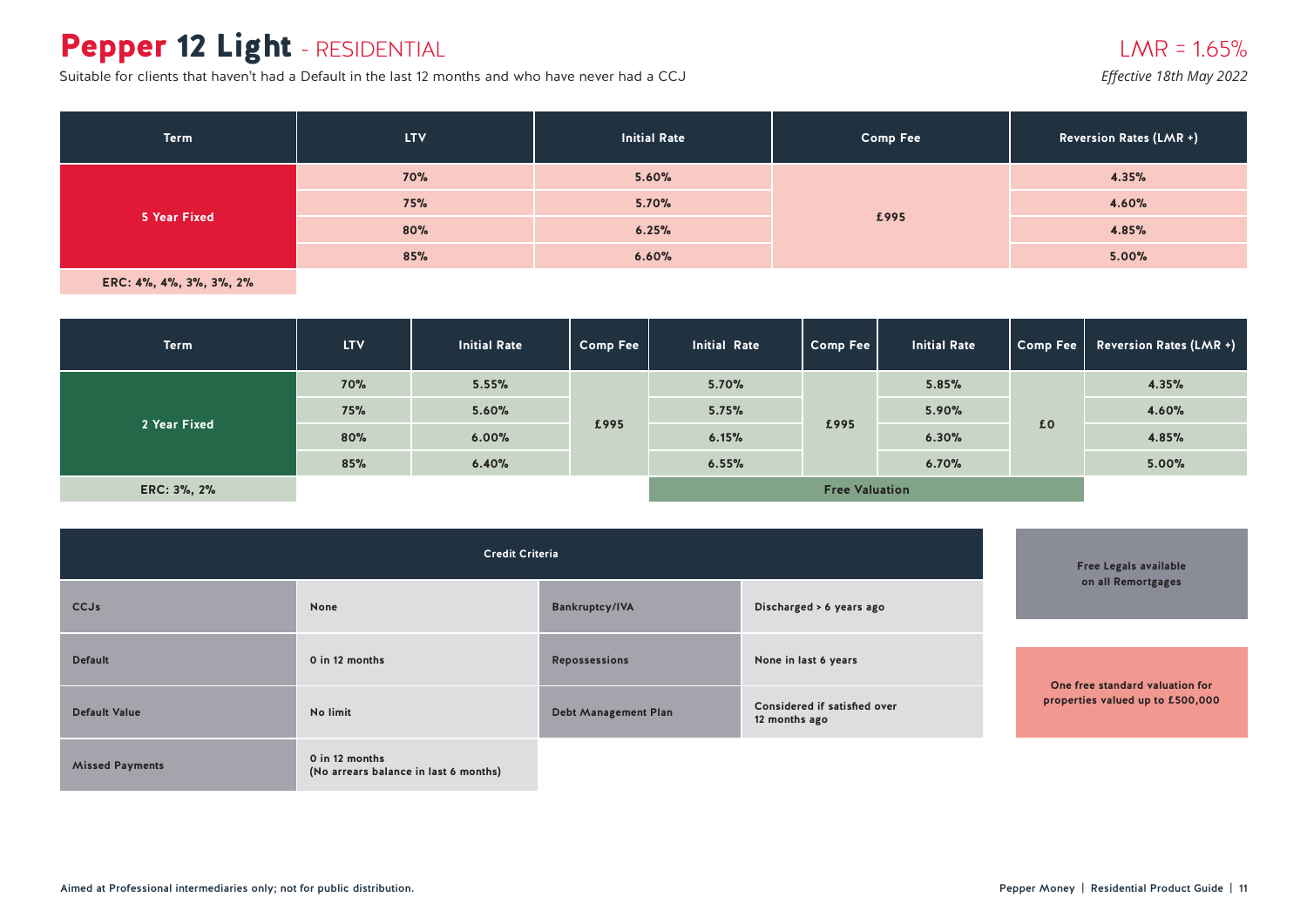# Pepper 12 Light - RESIDENTIAL

Suitable for clients that haven't had a Default in the last 12 months and who have never had a CCJ

LMR = 1.65%

*Effective 18th May 2022*

| Term | LTV | Initial Rate | Comp Fee | Reversion Rates (LMR +) |
|---|---|---|---|---|
| 5 Year Fixed | 70% | 5.60% | £995 | 4.35% |
| | 75% | 5.70% | | 4.60% |
| | 80% | 6.25% | | 4.85% |
| | 85% | 6.60% | | 5.00% |
| ERC: 4%, 4%, 3%, 3%, 2% | | | | |

| Term | LTV | Initial Rate | Comp Fee | Initial Rate | Comp Fee | Initial Rate | Comp Fee | Reversion Rates (LMR +) |
|---|---|---|---|---|---|---|---|---|
| 2 Year Fixed | 70% | 5.55% | £995 | 5.70% | £995 | 5.85% | £0 | 4.35% |
| | 75% | 5.60% | | 5.75% | | 5.90% | | 4.60% |
| | 80% | 6.00% | | 6.15% | | 6.30% | | 4.85% |
| | 85% | 6.40% | | 6.55% | | 6.70% | | 5.00% |
| ERC: 3%, 2% | | | | Free Valuation | | | | |

| Credit Criteria | | | |
|---|---|---|---|
| CCJs | None | Bankruptcy/IVA | Discharged > 6 years ago |
| Default | 0 in 12 months | Repossessions | None in last 6 years |
| Default Value | No limit | Debt Management Plan | Considered if satisfied over 12 months ago |
| Missed Payments | 0 in 12 months (No arrears balance in last 6 months) | | |

Free Legals available on all Remortgages

One free standard valuation for properties valued up to £500,000

Aimed at Professional intermediaries only; not for public distribution.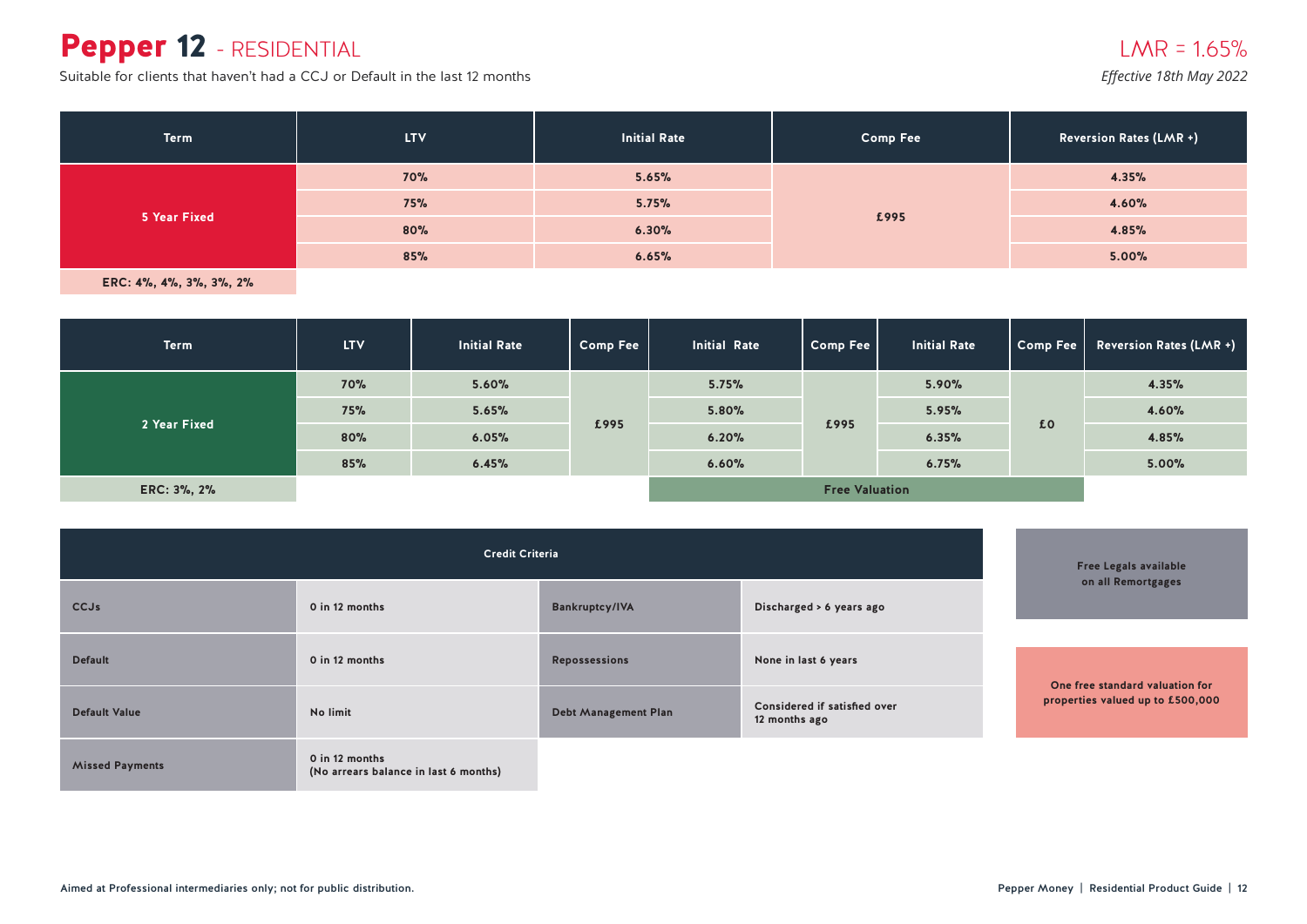# Pepper 12 - RESIDENTIAL

Suitable for clients that haven't had a CCJ or Default in the last 12 months

LMR = 1.65%

*Effective 18th May 2022*

| Term | LTV | Initial Rate | Comp Fee | Reversion Rates (LMR +) |
|---|---|---|---|---|
| 5 Year Fixed | 70% | 5.65% | £995 | 4.35% |
| | 75% | 5.75% | | 4.60% |
| | 80% | 6.30% | | 4.85% |
| | 85% | 6.65% | | 5.00% |

ERC: 4%, 4%, 3%, 3%, 2%

| Term | LTV | Initial Rate | Comp Fee | Initial Rate | Comp Fee | Initial Rate | Comp Fee | Reversion Rates (LMR +) |
|---|---|---|---|---|---|---|---|---|
| 2 Year Fixed | 70% | 5.60% | £995 | 5.75% | £995 | 5.90% | £0 | 4.35% |
| | 75% | 5.65% | | 5.80% | | 5.95% | | 4.60% |
| | 80% | 6.05% | | 6.20% | | 6.35% | | 4.85% |
| | 85% | 6.45% | | 6.60% | | 6.75% | | 5.00% |
| ERC: 3%, 2% | | | | Free Valuation | | | | |

| Credit Criteria | | | |
|---|---|---|---|
| CCJs | 0 in 12 months | Bankruptcy/IVA | Discharged > 6 years ago |
| Default | 0 in 12 months | Repossessions | None in last 6 years |
| Default Value | No limit | Debt Management Plan | Considered if satisfied over 12 months ago |
| Missed Payments | 0 in 12 months (No arrears balance in last 6 months) | | |

**Free Legals available on all Remortgages**

**One free standard valuation for properties valued up to £500,000**

Aimed at Professional intermediaries only; not for public distribution.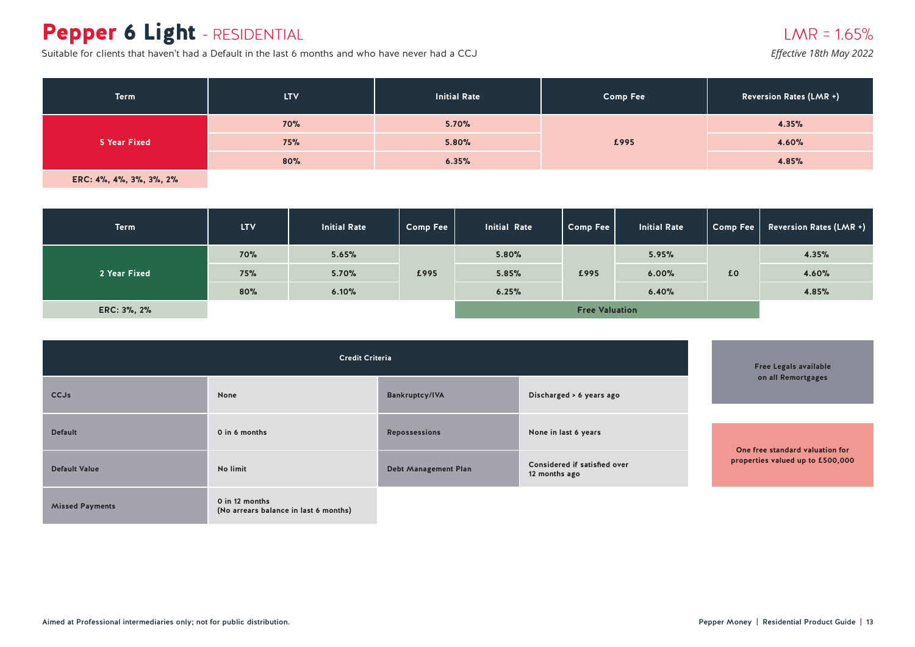# Pepper 6 Light - RESIDENTIAL

Suitable for clients that haven't had a Default in the last 6 months and who have never had a CCJ

LMR = 1.65%

*Effective 18th May 2022*

| Term | LTV | Initial Rate | Comp Fee | Reversion Rates (LMR +) |
|---|---|---|---|---|
| 5 Year Fixed | 70% | 5.70% | £995 | 4.35% |
| | 75% | 5.80% | | 4.60% |
| | 80% | 6.35% | | 4.85% |
| ERC: 4%, 4%, 3%, 3%, 2% | | | | |

| Term | LTV | Initial Rate | Comp Fee | Initial Rate | Comp Fee | Initial Rate | Comp Fee | Reversion Rates (LMR +) |
|---|---|---|---|---|---|---|---|---|
| 2 Year Fixed | 70% | 5.65% | £995 | 5.80% | £995 | 5.95% | £0 | 4.35% |
| | 75% | 5.70% | | 5.85% | | 6.00% | | 4.60% |
| | 80% | 6.10% | | 6.25% | | 6.40% | | 4.85% |
| ERC: 3%, 2% | | | | Free Valuation | | | | |

| Credit Criteria | | | |
|---|---|---|---|
| CCJs | None | Bankruptcy/IVA | Discharged > 6 years ago |
| Default | 0 in 6 months | Repossessions | None in last 6 years |
| Default Value | No limit | Debt Management Plan | Considered if satisfied over 12 months ago |
| Missed Payments | 0 in 12 months (No arrears balance in last 6 months) | | |

**Free Legals available on all Remortgages**

**One free standard valuation for properties valued up to £500,000**

Aimed at Professional intermediaries only; not for public distribution.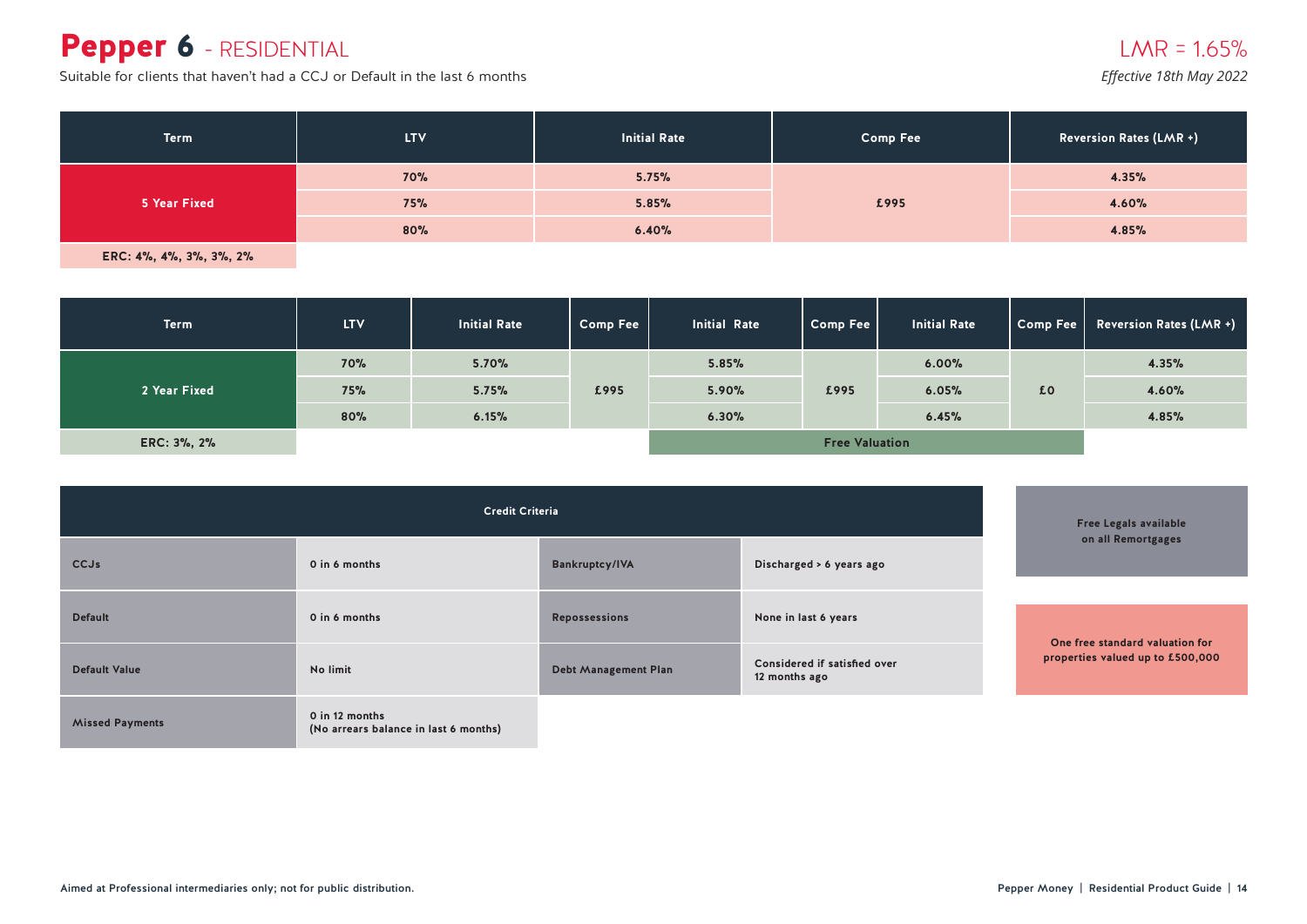# Pepper 6 - RESIDENTIAL

Suitable for clients that haven't had a CCJ or Default in the last 6 months

LMR = 1.65%

*Effective 18th May 2022*

| Term | LTV | Initial Rate | Comp Fee | Reversion Rates (LMR +) |
|---|---|---|---|---|
| 5 Year Fixed | 70% | 5.75% | £995 | 4.35% |
| | 75% | 5.85% | | 4.60% |
| | 80% | 6.40% | | 4.85% |

ERC: 4%, 4%, 3%, 3%, 2%

| Term | LTV | Initial Rate | Comp Fee | Initial Rate | Comp Fee | Initial Rate | Comp Fee | Reversion Rates (LMR +) |
|---|---|---|---|---|---|---|---|---|
| 2 Year Fixed | 70% | 5.70% | £995 | 5.85% | £995 | 6.00% | £0 | 4.35% |
| | 75% | 5.75% | | 5.90% | | 6.05% | | 4.60% |
| | 80% | 6.15% | | 6.30% | | 6.45% | | 4.85% |
| ERC: 3%, 2% | | | | Free Valuation | | | | |

| Credit Criteria | | | |
|---|---|---|---|
| CCJs | 0 in 6 months | Bankruptcy/IVA | Discharged > 6 years ago |
| Default | 0 in 6 months | Repossessions | None in last 6 years |
| Default Value | No limit | Debt Management Plan | Considered if satisfied over 12 months ago |
| Missed Payments | 0 in 12 months (No arrears balance in last 6 months) | | |

**Free Legals available on all Remortgages**

**One free standard valuation for properties valued up to £500,000**

Aimed at Professional intermediaries only; not for public distribution.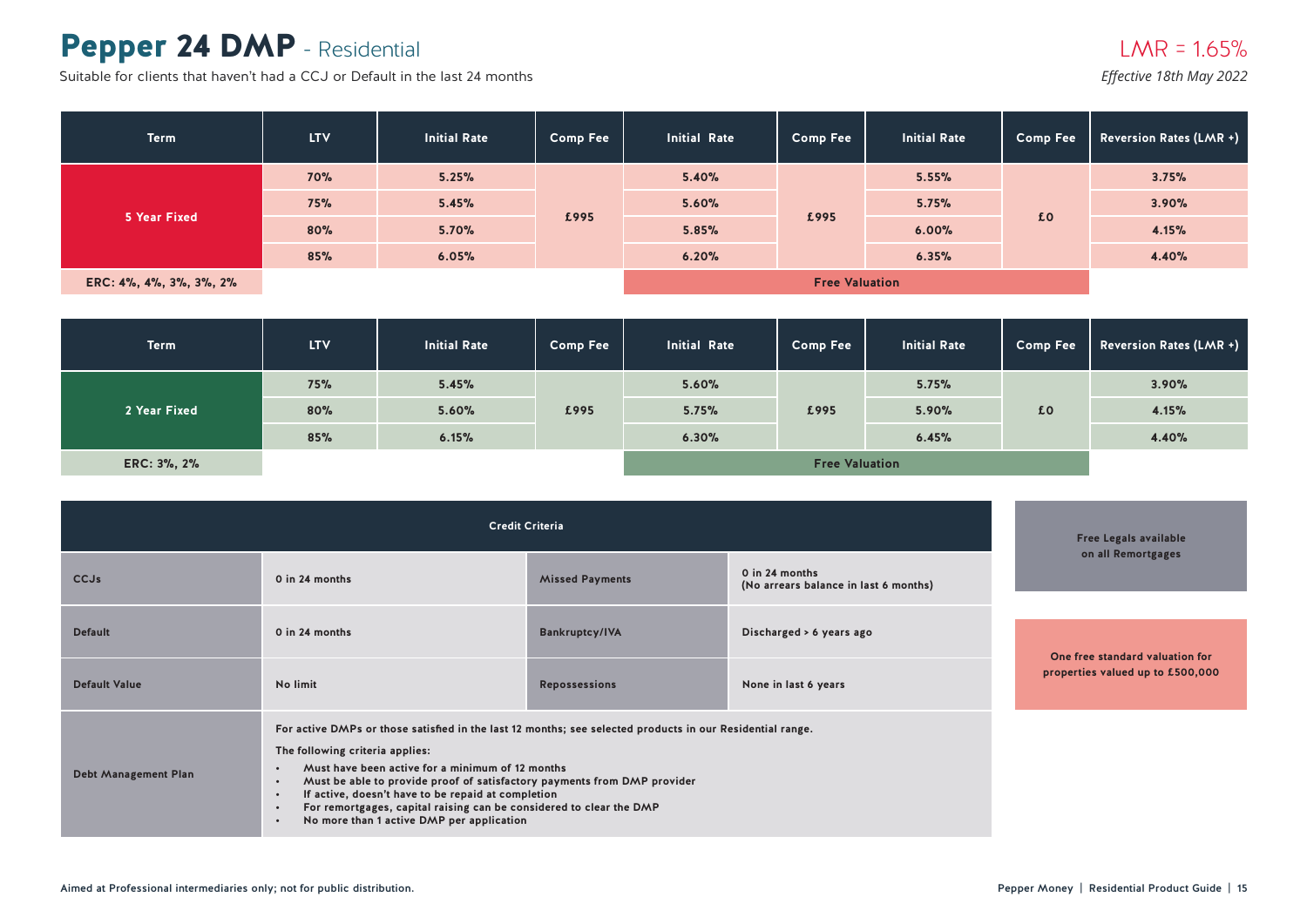# Pepper 24 DMP - Residential

Suitable for clients that haven't had a CCJ or Default in the last 24 months

LMR = 1.65%

*Effective 18th May 2022*

| Term | LTV | Initial Rate | Comp Fee | Initial Rate | Comp Fee | Initial Rate | Comp Fee | Reversion Rates (LMR +) |
|---|---|---|---|---|---|---|---|---|
| 5 Year Fixed | 70% | 5.25% | £995 | 5.40% | £995 | 5.55% | £0 | 3.75% |
| | 75% | 5.45% | | 5.60% | | 5.75% | | 3.90% |
| | 80% | 5.70% | | 5.85% | | 6.00% | | 4.15% |
| | 85% | 6.05% | | 6.20% | | 6.35% | | 4.40% |
| ERC: 4%, 4%, 3%, 3%, 2% | | | | Free Valuation | | | | |

| Term | LTV | Initial Rate | Comp Fee | Initial Rate | Comp Fee | Initial Rate | Comp Fee | Reversion Rates (LMR +) |
|---|---|---|---|---|---|---|---|---|
| 2 Year Fixed | 75% | 5.45% | £995 | 5.60% | £995 | 5.75% | £0 | 3.90% |
| | 80% | 5.60% | | 5.75% | | 5.90% | | 4.15% |
| | 85% | 6.15% | | 6.30% | | 6.45% | | 4.40% |
| ERC: 3%, 2% | | | | Free Valuation | | | | |

| Credit Criteria | | | |
|---|---|---|---|
| CCJs | 0 in 24 months | Missed Payments | 0 in 24 months (No arrears balance in last 6 months) |
| Default | 0 in 24 months | Bankruptcy/IVA | Discharged > 6 years ago |
| Default Value | No limit | Repossessions | None in last 6 years |
| Debt Management Plan | For active DMPs or those satisfied in the last 12 months; see selected products in our Residential range. The following criteria applies: • Must have been active for a minimum of 12 months • Must be able to provide proof of satisfactory payments from DMP provider • If active, doesn't have to be repaid at completion • For remortgages, capital raising can be considered to clear the DMP • No more than 1 active DMP per application | | |

Free Legals available on all Remortgages

One free standard valuation for properties valued up to £500,000

Aimed at Professional intermediaries only; not for public distribution.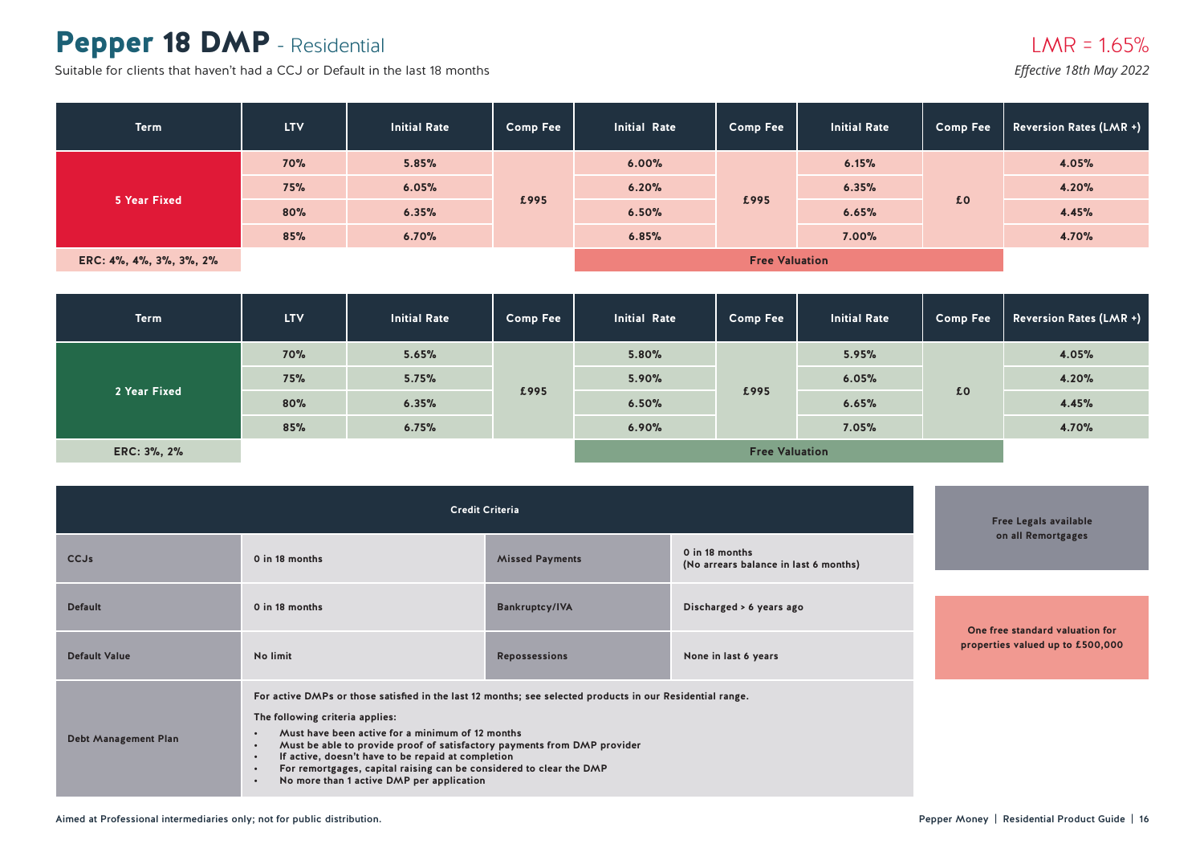# Pepper 18 DMP - Residential

Suitable for clients that haven't had a CCJ or Default in the last 18 months

LMR = 1.65%

*Effective 18th May 2022*

| Term | LTV | Initial Rate | Comp Fee | Initial Rate | Comp Fee | Initial Rate | Comp Fee | Reversion Rates (LMR +) |
|---|---|---|---|---|---|---|---|---|
| 5 Year Fixed | 70% | 5.85% | £995 | 6.00% | £995 | 6.15% | £0 | 4.05% |
| | 75% | 6.05% | | 6.20% | | 6.35% | | 4.20% |
| | 80% | 6.35% | | 6.50% | | 6.65% | | 4.45% |
| | 85% | 6.70% | | 6.85% | | 7.00% | | 4.70% |
| ERC: 4%, 4%, 3%, 3%, 2% | | | | Free Valuation | | | | |

| Term | LTV | Initial Rate | Comp Fee | Initial Rate | Comp Fee | Initial Rate | Comp Fee | Reversion Rates (LMR +) |
|---|---|---|---|---|---|---|---|---|
| 2 Year Fixed | 70% | 5.65% | £995 | 5.80% | £995 | 5.95% | £0 | 4.05% |
| | 75% | 5.75% | | 5.90% | | 6.05% | | 4.20% |
| | 80% | 6.35% | | 6.50% | | 6.65% | | 4.45% |
| | 85% | 6.75% | | 6.90% | | 7.05% | | 4.70% |
| ERC: 3%, 2% | | | | Free Valuation | | | | |

| Credit Criteria | | | |
|---|---|---|---|
| CCJs | 0 in 18 months | Missed Payments | 0 in 18 months (No arrears balance in last 6 months) |
| Default | 0 in 18 months | Bankruptcy/IVA | Discharged > 6 years ago |
| Default Value | No limit | Repossessions | None in last 6 years |
| Debt Management Plan | For active DMPs or those satisfied in the last 12 months; see selected products in our Residential range.<br>The following criteria applies:<br>• Must have been active for a minimum of 12 months<br>• Must be able to provide proof of satisfactory payments from DMP provider<br>• If active, doesn't have to be repaid at completion<br>• For remortgages, capital raising can be considered to clear the DMP<br>• No more than 1 active DMP per application | | |

**Free Legals available on all Remortgages**

**One free standard valuation for properties valued up to £500,000**

Aimed at Professional intermediaries only; not for public distribution.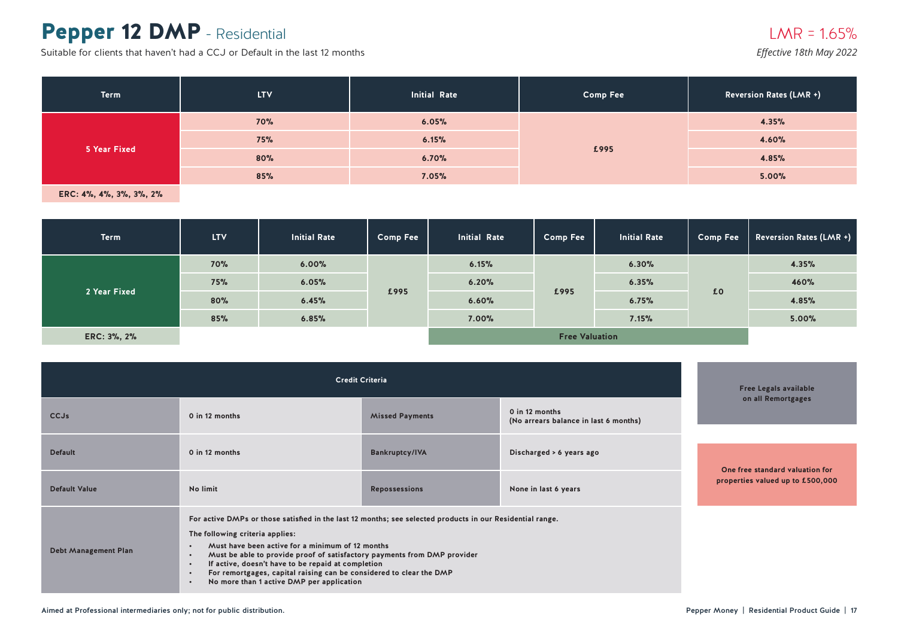# Pepper 12 DMP - Residential

Suitable for clients that haven't had a CCJ or Default in the last 12 months

LMR = 1.65%

*Effective 18th May 2022*

| Term | LTV | Initial Rate | Comp Fee | Reversion Rates (LMR +) |
|---|---|---|---|---|
| 5 Year Fixed | 70% | 6.05% | £995 | 4.35% |
| | 75% | 6.15% | | 4.60% |
| | 80% | 6.70% | | 4.85% |
| | 85% | 7.05% | | 5.00% |
| ERC: 4%, 4%, 3%, 3%, 2% | | | | |

| Term | LTV | Initial Rate | Comp Fee | Initial Rate | Comp Fee | Initial Rate | Comp Fee | Reversion Rates (LMR +) |
|---|---|---|---|---|---|---|---|---|
| 2 Year Fixed | 70% | 6.00% | £995 | 6.15% | £995 | 6.30% | £0 | 4.35% |
| | 75% | 6.05% | | 6.20% | | 6.35% | | 460% |
| | 80% | 6.45% | | 6.60% | | 6.75% | | 4.85% |
| | 85% | 6.85% | | 7.00% | | 7.15% | | 5.00% |
| ERC: 3%, 2% | | | | Free Valuation | | | | |

| Credit Criteria | | | |
|---|---|---|---|
| CCJs | 0 in 12 months | Missed Payments | 0 in 12 months (No arrears balance in last 6 months) |
| Default | 0 in 12 months | Bankruptcy/IVA | Discharged > 6 years ago |
| Default Value | No limit | Repossessions | None in last 6 years |
| Debt Management Plan | For active DMPs or those satisfied in the last 12 months; see selected products in our Residential range. The following criteria applies: • Must have been active for a minimum of 12 months • Must be able to provide proof of satisfactory payments from DMP provider • If active, doesn't have to be repaid at completion • For remortgages, capital raising can be considered to clear the DMP • No more than 1 active DMP per application | | |

Free Legals available on all Remortgages

One free standard valuation for properties valued up to £500,000

Aimed at Professional intermediaries only; not for public distribution.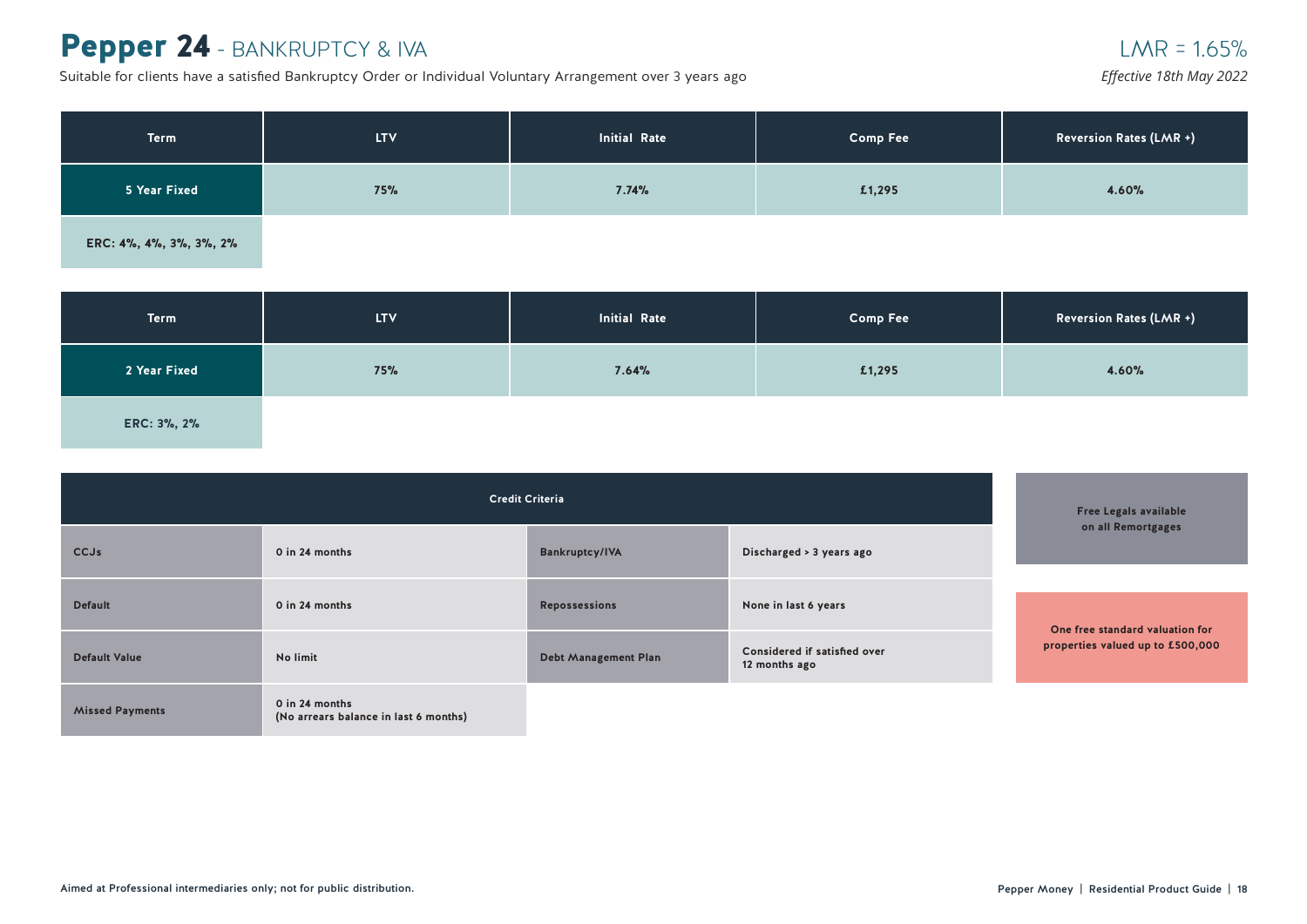# Pepper 24 - BANKRUPTCY & IVA

LMR = 1.65%

*Effective 18th May 2022*

Suitable for clients have a satisfied Bankruptcy Order or Individual Voluntary Arrangement over 3 years ago

| Term | LTV | Initial Rate | Comp Fee | Reversion Rates (LMR +) |
|---|---|---|---|---|
| 5 Year Fixed | 75% | 7.74% | £1,295 | 4.60% |
| ERC: 4%, 4%, 3%, 3%, 2% | | | | |

| Term | LTV | Initial Rate | Comp Fee | Reversion Rates (LMR +) |
|---|---|---|---|---|
| 2 Year Fixed | 75% | 7.64% | £1,295 | 4.60% |
| ERC: 3%, 2% | | | | |

| Credit Criteria | | | |
|---|---|---|---|
| CCJs | 0 in 24 months | Bankruptcy/IVA | Discharged > 3 years ago |
| Default | 0 in 24 months | Repossessions | None in last 6 years |
| Default Value | No limit | Debt Management Plan | Considered if satisfied over 12 months ago |
| Missed Payments | 0 in 24 months (No arrears balance in last 6 months) | | |

**Free Legals available on all Remortgages**

**One free standard valuation for properties valued up to £500,000**

Aimed at Professional intermediaries only; not for public distribution.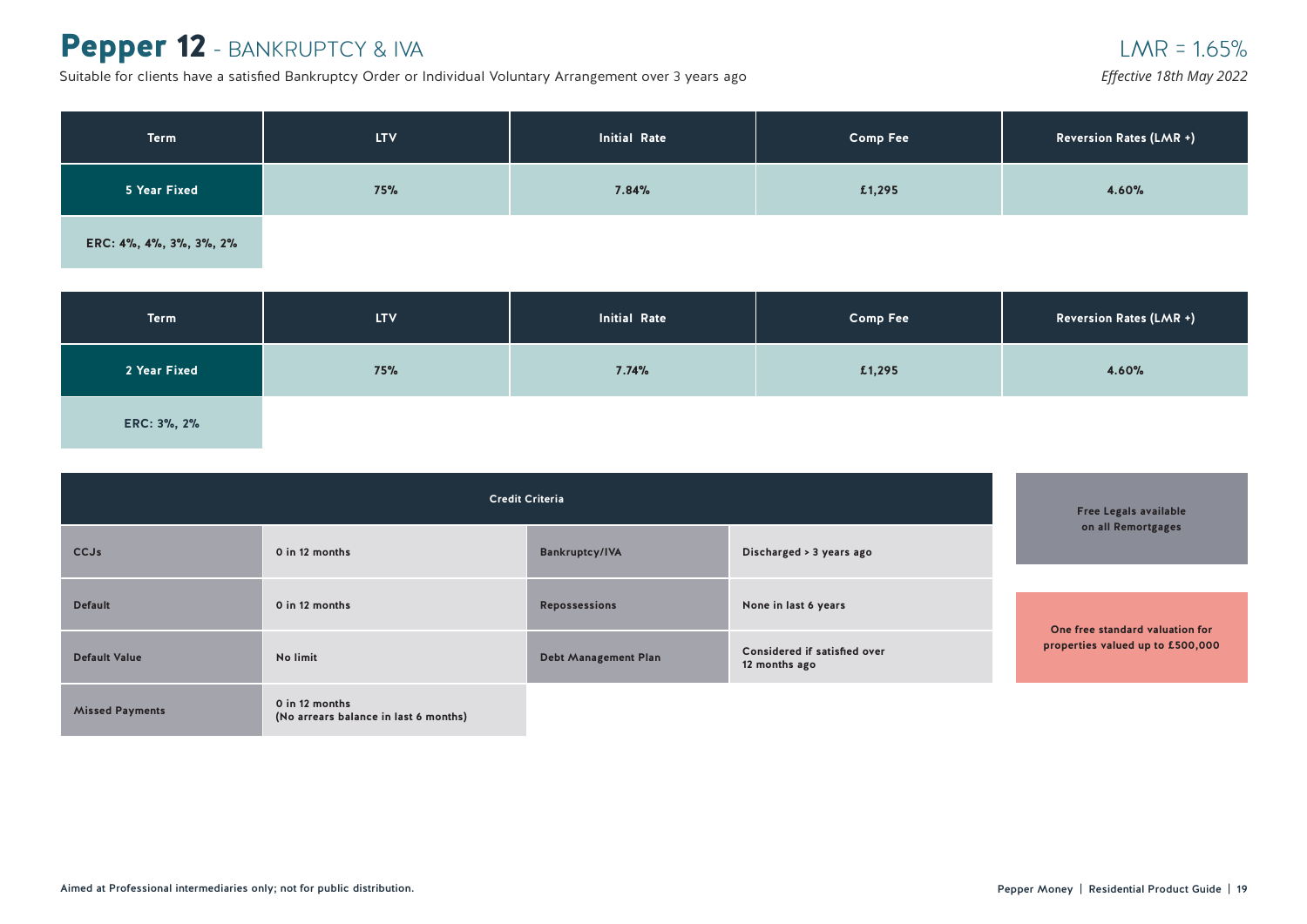# Pepper 12 - BANKRUPTCY & IVA

Suitable for clients have a satisfied Bankruptcy Order or Individual Voluntary Arrangement over 3 years ago

LMR = 1.65%

*Effective 18th May 2022*

| Term | LTV | Initial Rate | Comp Fee | Reversion Rates (LMR +) |
|---|---|---|---|---|
| 5 Year Fixed | 75% | 7.84% | £1,295 | 4.60% |
| ERC: 4%, 4%, 3%, 3%, 2% | | | | |

| Term | LTV | Initial Rate | Comp Fee | Reversion Rates (LMR +) |
|---|---|---|---|---|
| 2 Year Fixed | 75% | 7.74% | £1,295 | 4.60% |
| ERC: 3%, 2% | | | | |

| Credit Criteria | | | |
|---|---|---|---|
| CCJs | 0 in 12 months | Bankruptcy/IVA | Discharged > 3 years ago |
| Default | 0 in 12 months | Repossessions | None in last 6 years |
| Default Value | No limit | Debt Management Plan | Considered if satisfied over 12 months ago |
| Missed Payments | 0 in 12 months (No arrears balance in last 6 months) | | |

**Free Legals available on all Remortgages**

**One free standard valuation for properties valued up to £500,000**

Aimed at Professional intermediaries only; not for public distribution.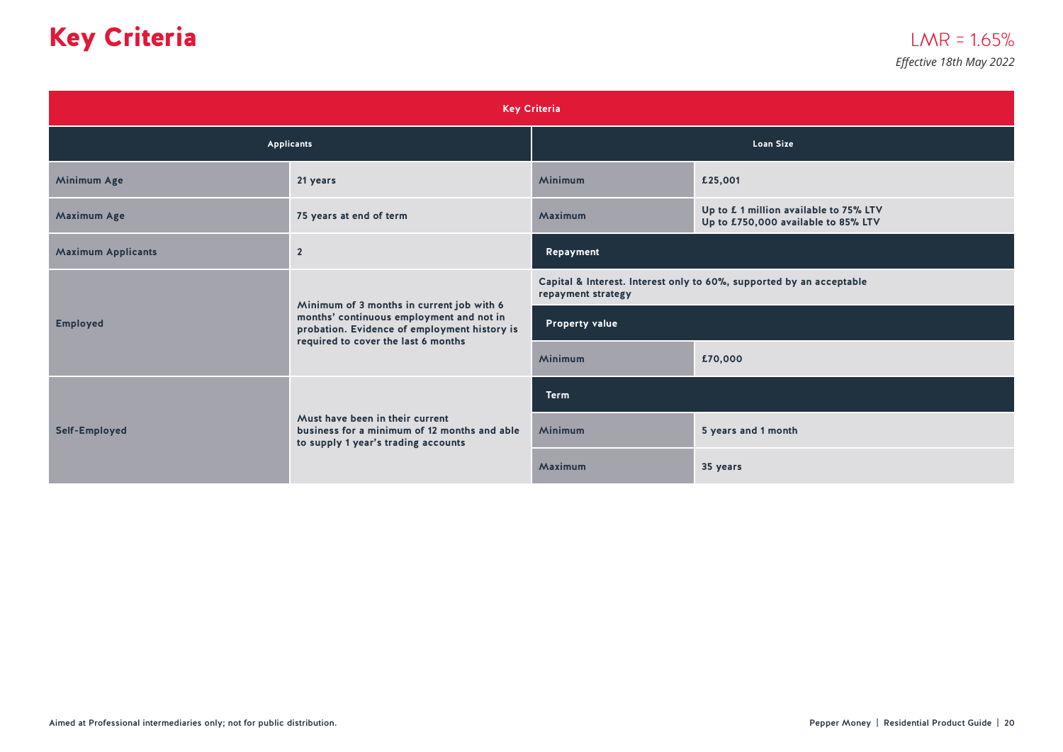# Key Criteria

LMR = 1.65%

*Effective 18th May 2022*

| Key Criteria | | | |
|---|---|---|---|
| **Applicants** | | **Loan Size** | |
| Minimum Age | 21 years | Minimum | £25,001 |
| Maximum Age | 75 years at end of term | Maximum | Up to £ 1 million available to 75% LTV<br>Up to £750,000 available to 85% LTV |
| Maximum Applicants | 2 | **Repayment** | |
| Employed | Minimum of 3 months in current job with 6 months' continuous employment and not in probation. Evidence of employment history is required to cover the last 6 months | Capital & Interest. Interest only to 60%, supported by an acceptable repayment strategy | |
| | | **Property value** | |
| | | Minimum | £70,000 |
| Self-Employed | Must have been in their current business for a minimum of 12 months and able to supply 1 year's trading accounts | **Term** | |
| | | Minimum | 5 years and 1 month |
| | | Maximum | 35 years |

Aimed at Professional intermediaries only; not for public distribution.